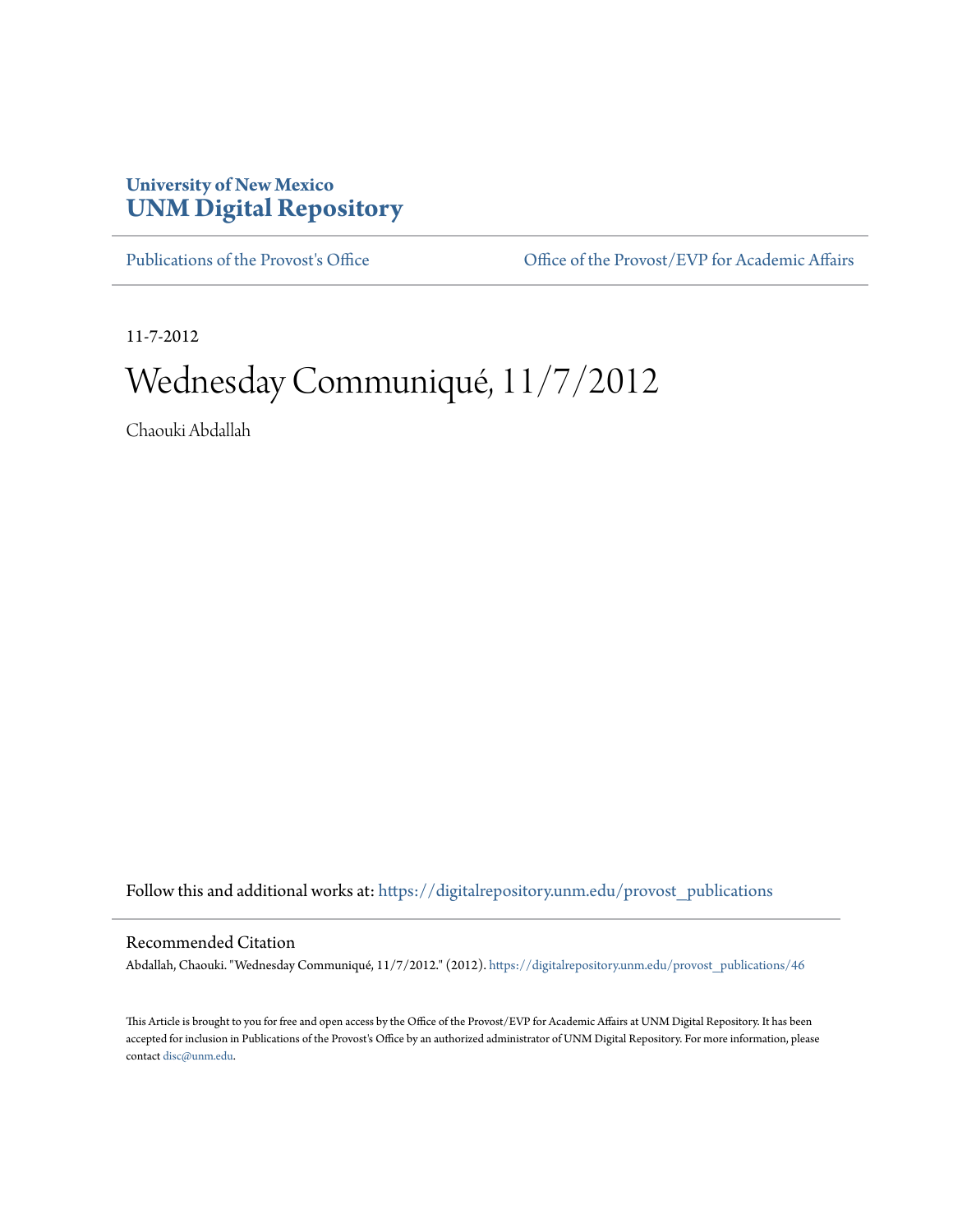University of New Mexico
# UNM Digital Repository

Publications of the Provost's Office | Office of the Provost/EVP for Academic Affairs

11-7-2012

# Wednesday Communiqué, 11/7/2012

Chaouki Abdallah

Follow this and additional works at: https://digitalrepository.unm.edu/provost_publications

## Recommended Citation

Abdallah, Chaouki. "Wednesday Communiqué, 11/7/2012." (2012). https://digitalrepository.unm.edu/provost_publications/46

This Article is brought to you for free and open access by the Office of the Provost/EVP for Academic Affairs at UNM Digital Repository. It has been accepted for inclusion in Publications of the Provost's Office by an authorized administrator of UNM Digital Repository. For more information, please contact disc@unm.edu.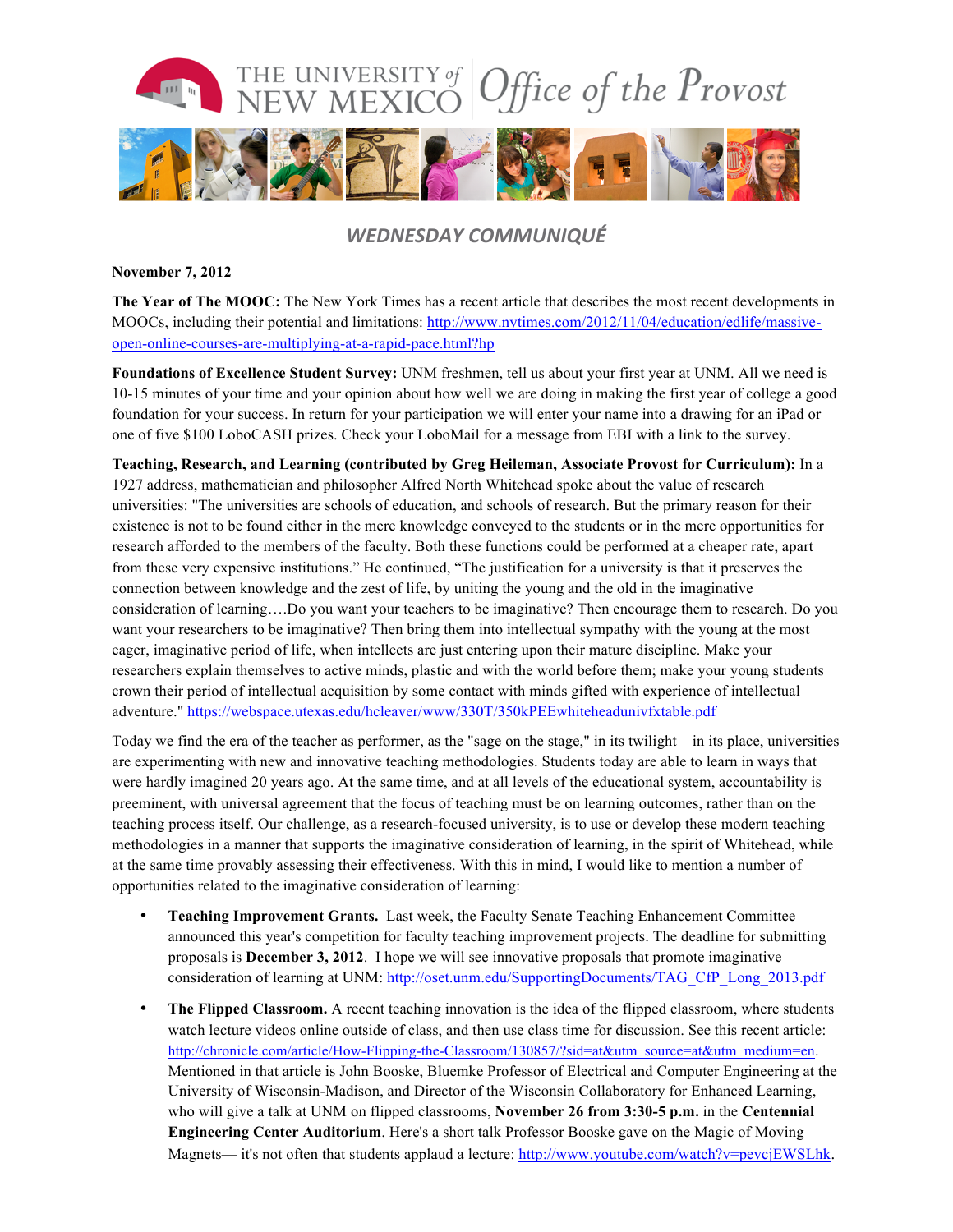# WEDNESDAY COMMUNIQUÉ

**November 7, 2012**

**The Year of The MOOC:** The New York Times has a recent article that describes the most recent developments in MOOCs, including their potential and limitations: http://www.nytimes.com/2012/11/04/education/edlife/massive-open-online-courses-are-multiplying-at-a-rapid-pace.html?hp

**Foundations of Excellence Student Survey:** UNM freshmen, tell us about your first year at UNM. All we need is 10-15 minutes of your time and your opinion about how well we are doing in making the first year of college a good foundation for your success. In return for your participation we will enter your name into a drawing for an iPad or one of five $100 LoboCASH prizes. Check your LoboMail for a message from EBI with a link to the survey.

**Teaching, Research, and Learning (contributed by Greg Heileman, Associate Provost for Curriculum):** In a 1927 address, mathematician and philosopher Alfred North Whitehead spoke about the value of research universities: "The universities are schools of education, and schools of research. But the primary reason for their existence is not to be found either in the mere knowledge conveyed to the students or in the mere opportunities for research afforded to the members of the faculty. Both these functions could be performed at a cheaper rate, apart from these very expensive institutions." He continued, "The justification for a university is that it preserves the connection between knowledge and the zest of life, by uniting the young and the old in the imaginative consideration of learning….Do you want your teachers to be imaginative? Then encourage them to research. Do you want your researchers to be imaginative? Then bring them into intellectual sympathy with the young at the most eager, imaginative period of life, when intellects are just entering upon their mature discipline. Make your researchers explain themselves to active minds, plastic and with the world before them; make your young students crown their period of intellectual acquisition by some contact with minds gifted with experience of intellectual adventure." https://webspace.utexas.edu/hcleaver/www/330T/350kPEEwhiteheadunivfxtable.pdf

Today we find the era of the teacher as performer, as the "sage on the stage," in its twilight—in its place, universities are experimenting with new and innovative teaching methodologies. Students today are able to learn in ways that were hardly imagined 20 years ago. At the same time, and at all levels of the educational system, accountability is preeminent, with universal agreement that the focus of teaching must be on learning outcomes, rather than on the teaching process itself. Our challenge, as a research-focused university, is to use or develop these modern teaching methodologies in a manner that supports the imaginative consideration of learning, in the spirit of Whitehead, while at the same time provably assessing their effectiveness. With this in mind, I would like to mention a number of opportunities related to the imaginative consideration of learning:

- **Teaching Improvement Grants.** Last week, the Faculty Senate Teaching Enhancement Committee announced this year's competition for faculty teaching improvement projects. The deadline for submitting proposals is **December 3, 2012**. I hope we will see innovative proposals that promote imaginative consideration of learning at UNM: http://oset.unm.edu/SupportingDocuments/TAG_CfP_Long_2013.pdf
- **The Flipped Classroom.** A recent teaching innovation is the idea of the flipped classroom, where students watch lecture videos online outside of class, and then use class time for discussion. See this recent article: http://chronicle.com/article/How-Flipping-the-Classroom/130857/?sid=at&utm_source=at&utm_medium=en. Mentioned in that article is John Booske, Bluemke Professor of Electrical and Computer Engineering at the University of Wisconsin-Madison, and Director of the Wisconsin Collaboratory for Enhanced Learning, who will give a talk at UNM on flipped classrooms, **November 26 from 3:30-5 p.m.** in the **Centennial Engineering Center Auditorium**. Here's a short talk Professor Booske gave on the Magic of Moving Magnets— it's not often that students applaud a lecture: http://www.youtube.com/watch?v=pevcjEWSLhk.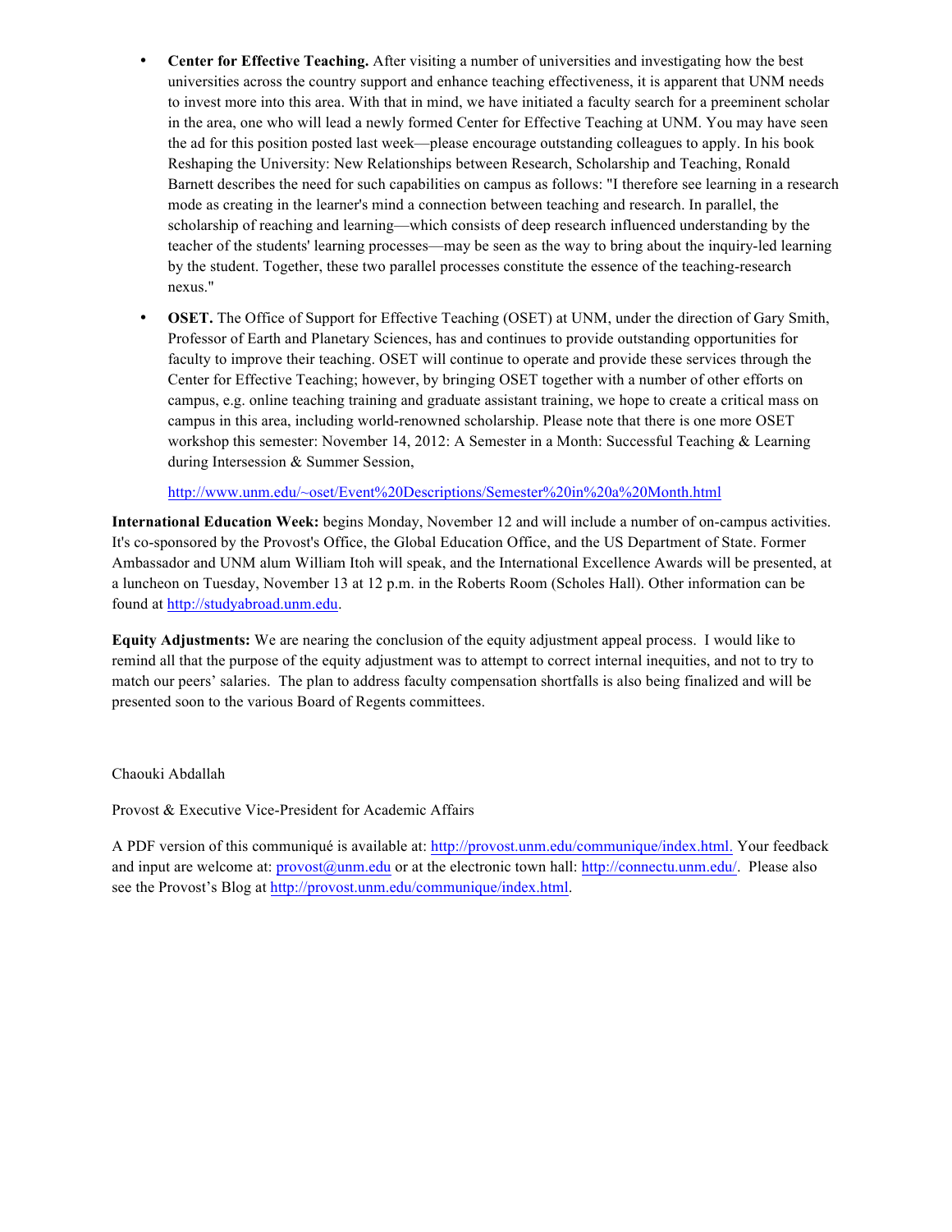- **Center for Effective Teaching.** After visiting a number of universities and investigating how the best universities across the country support and enhance teaching effectiveness, it is apparent that UNM needs to invest more into this area. With that in mind, we have initiated a faculty search for a preeminent scholar in the area, one who will lead a newly formed Center for Effective Teaching at UNM. You may have seen the ad for this position posted last week—please encourage outstanding colleagues to apply. In his book Reshaping the University: New Relationships between Research, Scholarship and Teaching, Ronald Barnett describes the need for such capabilities on campus as follows: "I therefore see learning in a research mode as creating in the learner's mind a connection between teaching and research. In parallel, the scholarship of reaching and learning—which consists of deep research influenced understanding by the teacher of the students' learning processes—may be seen as the way to bring about the inquiry-led learning by the student. Together, these two parallel processes constitute the essence of the teaching-research nexus."
- **OSET.** The Office of Support for Effective Teaching (OSET) at UNM, under the direction of Gary Smith, Professor of Earth and Planetary Sciences, has and continues to provide outstanding opportunities for faculty to improve their teaching. OSET will continue to operate and provide these services through the Center for Effective Teaching; however, by bringing OSET together with a number of other efforts on campus, e.g. online teaching training and graduate assistant training, we hope to create a critical mass on campus in this area, including world-renowned scholarship. Please note that there is one more OSET workshop this semester: November 14, 2012: A Semester in a Month: Successful Teaching & Learning during Intersession & Summer Session,

  http://www.unm.edu/~oset/Event%20Descriptions/Semester%20in%20a%20Month.html

**International Education Week:** begins Monday, November 12 and will include a number of on-campus activities. It's co-sponsored by the Provost's Office, the Global Education Office, and the US Department of State. Former Ambassador and UNM alum William Itoh will speak, and the International Excellence Awards will be presented, at a luncheon on Tuesday, November 13 at 12 p.m. in the Roberts Room (Scholes Hall). Other information can be found at http://studyabroad.unm.edu.

**Equity Adjustments:** We are nearing the conclusion of the equity adjustment appeal process. I would like to remind all that the purpose of the equity adjustment was to attempt to correct internal inequities, and not to try to match our peers' salaries. The plan to address faculty compensation shortfalls is also being finalized and will be presented soon to the various Board of Regents committees.

Chaouki Abdallah

Provost & Executive Vice-President for Academic Affairs

A PDF version of this communiqué is available at: http://provost.unm.edu/communique/index.html. Your feedback and input are welcome at: provost@unm.edu or at the electronic town hall: http://connectu.unm.edu/. Please also see the Provost's Blog at http://provost.unm.edu/communique/index.html.